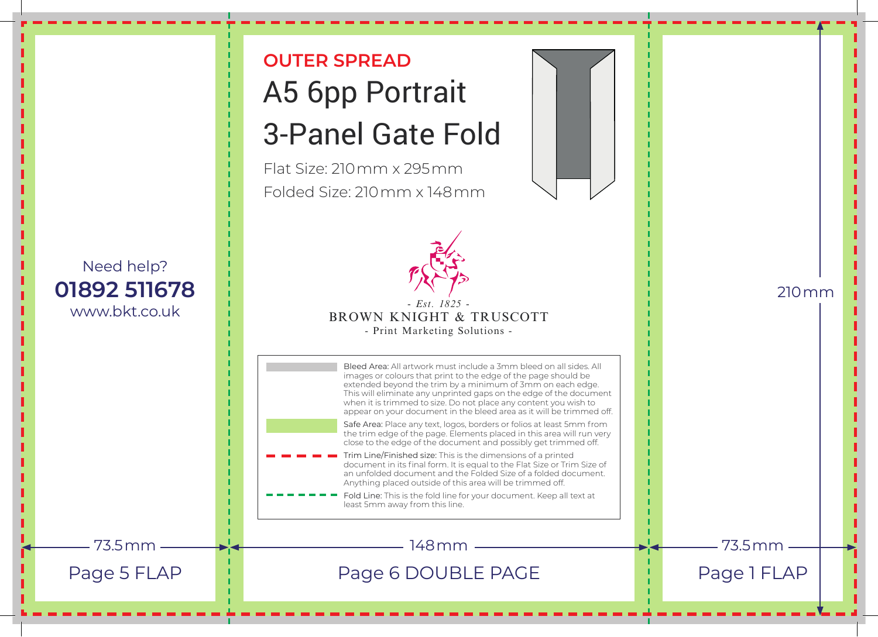Need help?

**01892 511678**

www.bkt.co.uk

73.5 mm

Page 5 FLAP

## OUTER SPREAD

# A5 6pp Portrait 3-Panel Gate Fold

Flat Size: 210 mm x 295 mm

Folded Size: 210 mm x 148 mm

- Est. 1825 -

BROWN KNIGHT & TRUSCOTT

- Print Marketing Solutions -

Bleed Area: All artwork must include a 3mm bleed on all sides. All images or colours that print to the edge of the page should be extended beyond the trim by a minimum of 3mm on each edge. This will eliminate any unprinted gaps on the edge of the document when it is trimmed to size. Do not place any content you wish to appear on your document in the bleed area as it will be trimmed off.

Safe Area: Place any text, logos, borders or folios at least 5mm from the trim edge of the page. Elements placed in this area will run very close to the edge of the document and possibly get trimmed off.

Trim Line/Finished size: This is the dimensions of a printed document in its final form. It is equal to the Flat Size or Trim Size of an unfolded document and the Folded Size of a folded document. Anything placed outside of this area will be trimmed off.

Fold Line: This is the fold line for your document. Keep all text at least 5mm away from this line.

148 mm

Page 6 DOUBLE PAGE

210 mm

73.5 mm

Page 1 FLAP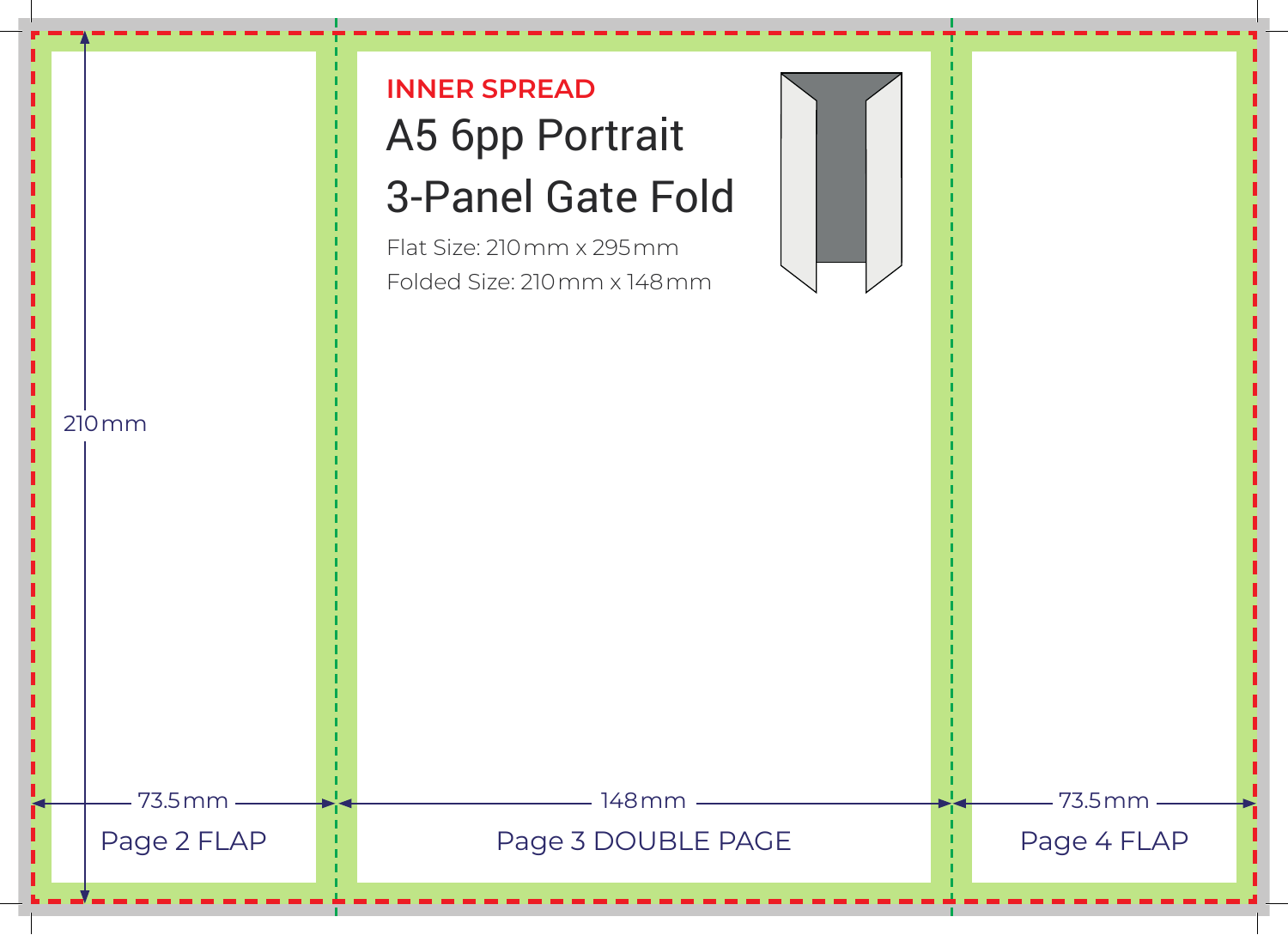INNER SPREAD

# A5 6pp Portrait 3-Panel Gate Fold

Flat Size: 210 mm x 295 mm

Folded Size: 210 mm x 148 mm

210 mm

73.5 mm

Page 2 FLAP

148 mm

Page 3 DOUBLE PAGE

73.5 mm

Page 4 FLAP